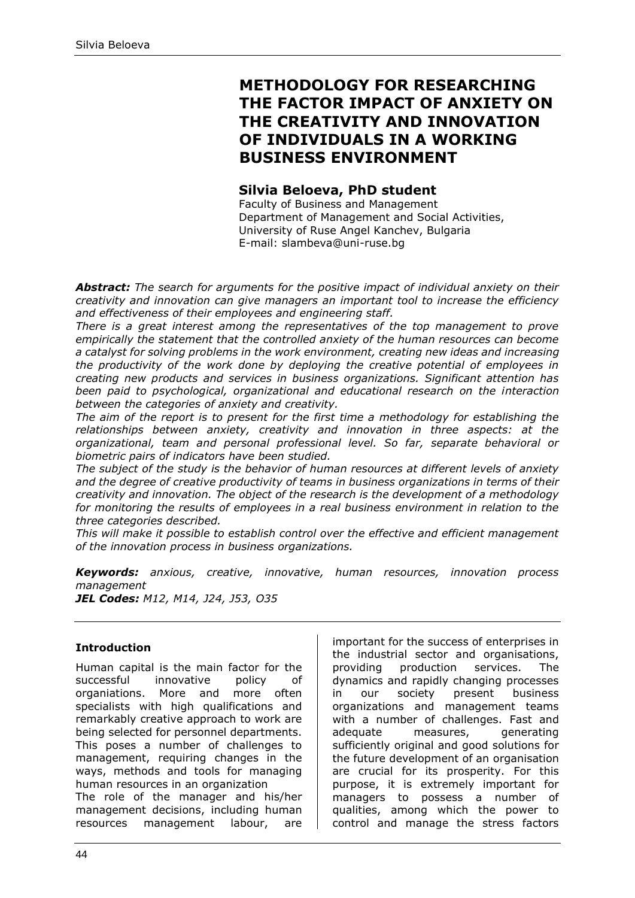# METHODOLOGY FOR RESEARCHING THE FACTOR IMPACT OF ANXIETY ON THE CREATIVITY AND INNOVATION OF INDIVIDUALS IN A WORKING BUSINESS ENVIRONMENT

## Silvia Beloeva, PhD student

Faculty of Business and Management
Department of Management and Social Activities,
University of Ruse Angel Kanchev, Bulgaria
E-mail: slambeva@uni-ruse.bg

***Abstract:*** *The search for arguments for the positive impact of individual anxiety on their creativity and innovation can give managers an important tool to increase the efficiency and effectiveness of their employees and engineering staff.*

*There is a great interest among the representatives of the top management to prove empirically the statement that the controlled anxiety of the human resources can become a catalyst for solving problems in the work environment, creating new ideas and increasing the productivity of the work done by deploying the creative potential of employees in creating new products and services in business organizations. Significant attention has been paid to psychological, organizational and educational research on the interaction between the categories of anxiety and creativity.*

*The aim of the report is to present for the first time a methodology for establishing the relationships between anxiety, creativity and innovation in three aspects: at the organizational, team and personal professional level. So far, separate behavioral or biometric pairs of indicators have been studied.*

*The subject of the study is the behavior of human resources at different levels of anxiety and the degree of creative productivity of teams in business organizations in terms of their creativity and innovation. The object of the research is the development of a methodology for monitoring the results of employees in a real business environment in relation to the three categories described.*

*This will make it possible to establish control over the effective and efficient management of the innovation process in business organizations.*

***Keywords:*** *anxious, creative, innovative, human resources, innovation process management*

***JEL Codes:*** *M12, M14, J24, J53, O35*

### Introduction

Human capital is the main factor for the successful innovative policy of organiations. More and more often specialists with high qualifications and remarkably creative approach to work are being selected for personnel departments. This poses a number of challenges to management, requiring changes in the ways, methods and tools for managing human resources in an organization

The role of the manager and his/her management decisions, including human resources management labour, are important for the success of enterprises in the industrial sector and organisations, providing production services. The dynamics and rapidly changing processes in our society present business organizations and management teams with a number of challenges. Fast and adequate measures, generating sufficiently original and good solutions for the future development of an organisation are crucial for its prosperity. For this purpose, it is extremely important for managers to possess a number of qualities, among which the power to control and manage the stress factors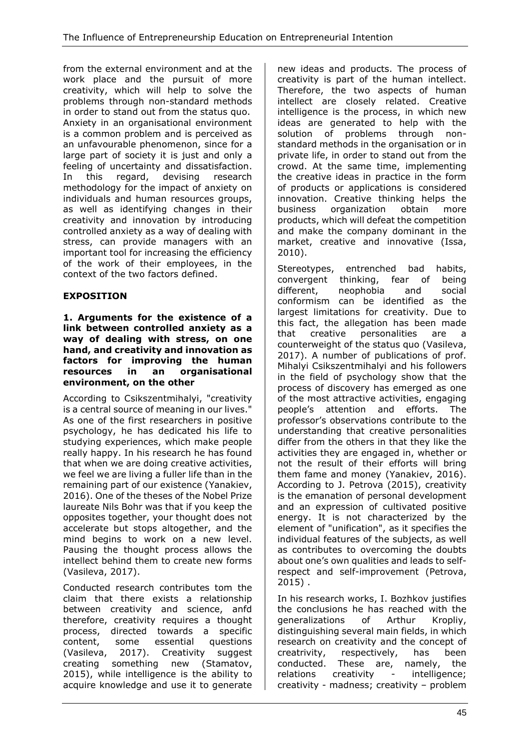from the external environment and at the work place and the pursuit of more creativity, which will help to solve the problems through non-standard methods in order to stand out from the status quo. Anxiety in an organisational environment is a common problem and is perceived as an unfavourable phenomenon, since for a large part of society it is just and only a feeling of uncertainty and dissatisfaction. In this regard, devising research methodology for the impact of anxiety on individuals and human resources groups, as well as identifying changes in their creativity and innovation by introducing controlled anxiety as a way of dealing with stress, can provide managers with an important tool for increasing the efficiency of the work of their employees, in the context of the two factors defined.

## EXPOSITION

### 1. Arguments for the existence of a link between controlled anxiety as a way of dealing with stress, on one hand, and creativity and innovation as factors for improving the human resources in an organisational environment, on the other

According to Csikszentmihalyi, "creativity is a central source of meaning in our lives." As one of the first researchers in positive psychology, he has dedicated his life to studying experiences, which make people really happy. In his research he has found that when we are doing creative activities, we feel we are living a fuller life than in the remaining part of our existence (Yanakiev, 2016). One of the theses of the Nobel Prize laureate Nils Bohr was that if you keep the opposites together, your thought does not accelerate but stops altogether, and the mind begins to work on a new level. Pausing the thought process allows the intellect behind them to create new forms (Vasileva, 2017).

Conducted research contributes tom the claim that there exists a relationship between creativity and science, anfd therefore, creativity requires a thought process, directed towards a specific content, some essential questions (Vasileva, 2017). Creativity suggest creating something new (Stamatov, 2015), while intelligence is the ability to acquire knowledge and use it to generate new ideas and products. The process of creativity is part of the human intellect. Therefore, the two aspects of human intellect are closely related. Creative intelligence is the process, in which new ideas are generated to help with the solution of problems through non-standard methods in the organisation or in private life, in order to stand out from the crowd. At the same time, implementing the creative ideas in practice in the form of products or applications is considered innovation. Creative thinking helps the business organization obtain more products, which will defeat the competition and make the company dominant in the market, creative and innovative (Issa, 2010).

Stereotypes, entrenched bad habits, convergent thinking, fear of being different, neophobia and social conformism can be identified as the largest limitations for creativity. Due to this fact, the allegation has been made that creative personalities are a counterweight of the status quo (Vasileva, 2017). A number of publications of prof. Mihalyi Csikszentmihalyi and his followers in the field of psychology show that the process of discovery has emerged as one of the most attractive activities, engaging people's attention and efforts. The professor's observations contribute to the understanding that creative personalities differ from the others in that they like the activities they are engaged in, whether or not the result of their efforts will bring them fame and money (Yanakiev, 2016). According to J. Petrova (2015), creativity is the emanation of personal development and an expression of cultivated positive energy. It is not characterized by the element of "unification", as it specifies the individual features of the subjects, as well as contributes to overcoming the doubts about one's own qualities and leads to self-respect and self-improvement (Petrova, 2015) .

In his research works, I. Bozhkov justifies the conclusions he has reached with the generalizations of Arthur Kropliy, distinguishing several main fields, in which research on creativity and the concept of creatrivity, respectively, has been conducted. These are, namely, the relations creativity - intelligence; creativity - madness; creativity – problem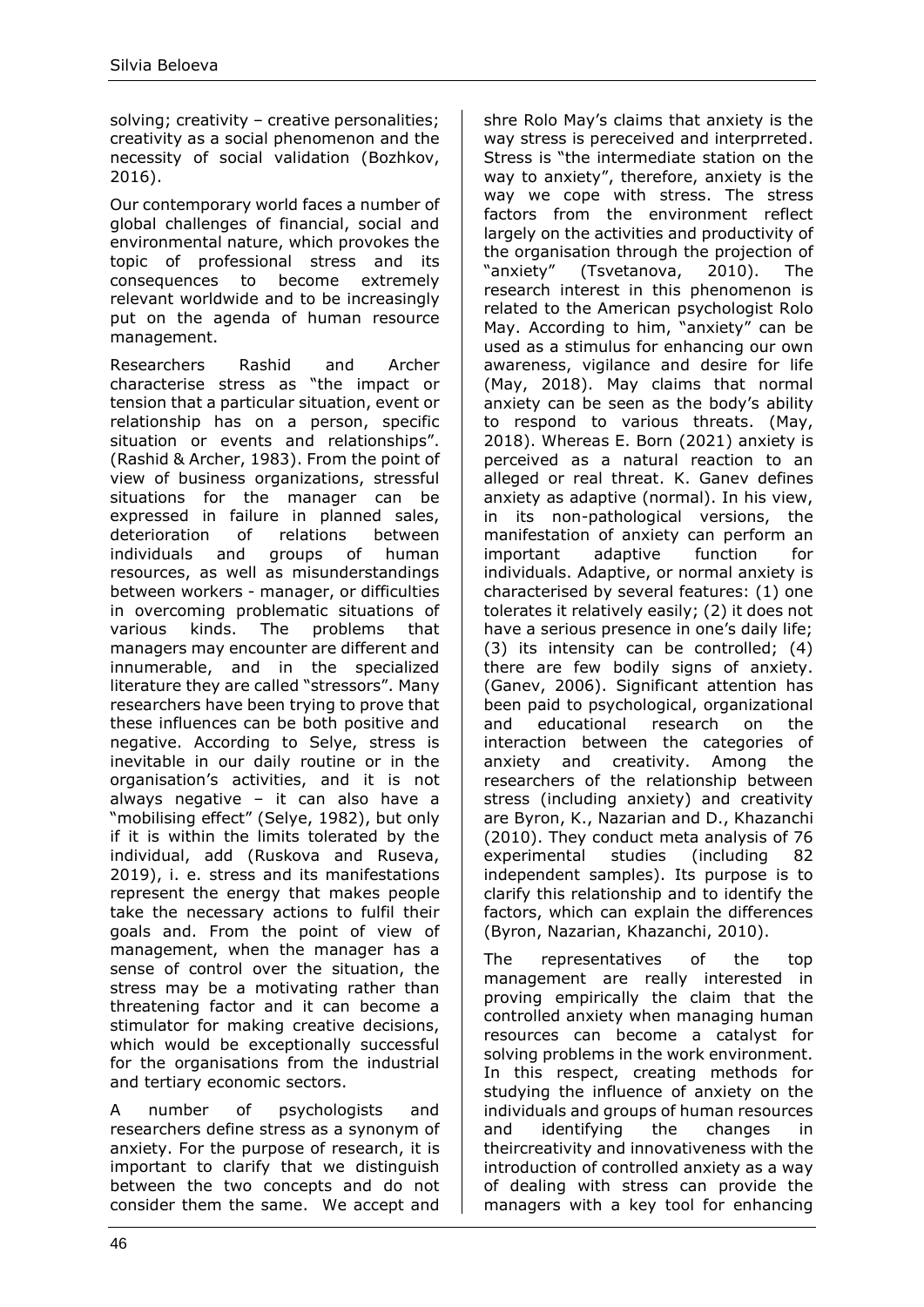solving; creativity – creative personalities; creativity as a social phenomenon and the necessity of social validation (Bozhkov, 2016).

Our contemporary world faces a number of global challenges of financial, social and environmental nature, which provokes the topic of professional stress and its consequences to become extremely relevant worldwide and to be increasingly put on the agenda of human resource management.

Researchers Rashid and Archer characterise stress as "the impact or tension that a particular situation, event or relationship has on a person, specific situation or events and relationships". (Rashid & Archer, 1983). From the point of view of business organizations, stressful situations for the manager can be expressed in failure in planned sales, deterioration of relations between individuals and groups of human resources, as well as misunderstandings between workers - manager, or difficulties in overcoming problematic situations of various kinds. The problems that managers may encounter are different and innumerable, and in the specialized literature they are called "stressors". Many researchers have been trying to prove that these influences can be both positive and negative. According to Selye, stress is inevitable in our daily routine or in the organisation's activities, and it is not always negative – it can also have a "mobilising effect" (Selye, 1982), but only if it is within the limits tolerated by the individual, add (Ruskova and Ruseva, 2019), i. e. stress and its manifestations represent the energy that makes people take the necessary actions to fulfil their goals and. From the point of view of management, when the manager has a sense of control over the situation, the stress may be a motivating rather than threatening factor and it can become a stimulator for making creative decisions, which would be exceptionally successful for the organisations from the industrial and tertiary economic sectors.

A number of psychologists and researchers define stress as a synonym of anxiety. For the purpose of research, it is important to clarify that we distinguish between the two concepts and do not consider them the same. We accept and shre Rolo May's claims that anxiety is the way stress is pereceived and interprreted. Stress is "the intermediate station on the way to anxiety", therefore, anxiety is the way we cope with stress. The stress factors from the environment reflect largely on the activities and productivity of the organisation through the projection of "anxiety" (Tsvetanova, 2010). The research interest in this phenomenon is related to the American psychologist Rolo May. According to him, "anxiety" can be used as a stimulus for enhancing our own awareness, vigilance and desire for life (May, 2018). May claims that normal anxiety can be seen as the body's ability to respond to various threats. (May, 2018). Whereas E. Born (2021) anxiety is perceived as a natural reaction to an alleged or real threat. K. Ganev defines anxiety as adaptive (normal). In his view, in its non-pathological versions, the manifestation of anxiety can perform an important adaptive function for individuals. Adaptive, or normal anxiety is characterised by several features: (1) one tolerates it relatively easily; (2) it does not have a serious presence in one's daily life; (3) its intensity can be controlled; (4) there are few bodily signs of anxiety. (Ganev, 2006). Significant attention has been paid to psychological, organizational and educational research on the interaction between the categories of anxiety and creativity. Among the researchers of the relationship between stress (including anxiety) and creativity are Byron, K., Nazarian and D., Khazanchi (2010). They conduct meta analysis of 76 experimental studies (including 82 independent samples). Its purpose is to clarify this relationship and to identify the factors, which can explain the differences (Byron, Nazarian, Khazanchi, 2010).

The representatives of the top management are really interested in proving empirically the claim that the controlled anxiety when managing human resources can become a catalyst for solving problems in the work environment. In this respect, creating methods for studying the influence of anxiety on the individuals and groups of human resources and identifying the changes in theircreativity and innovativeness with the introduction of controlled anxiety as a way of dealing with stress can provide the managers with a key tool for enhancing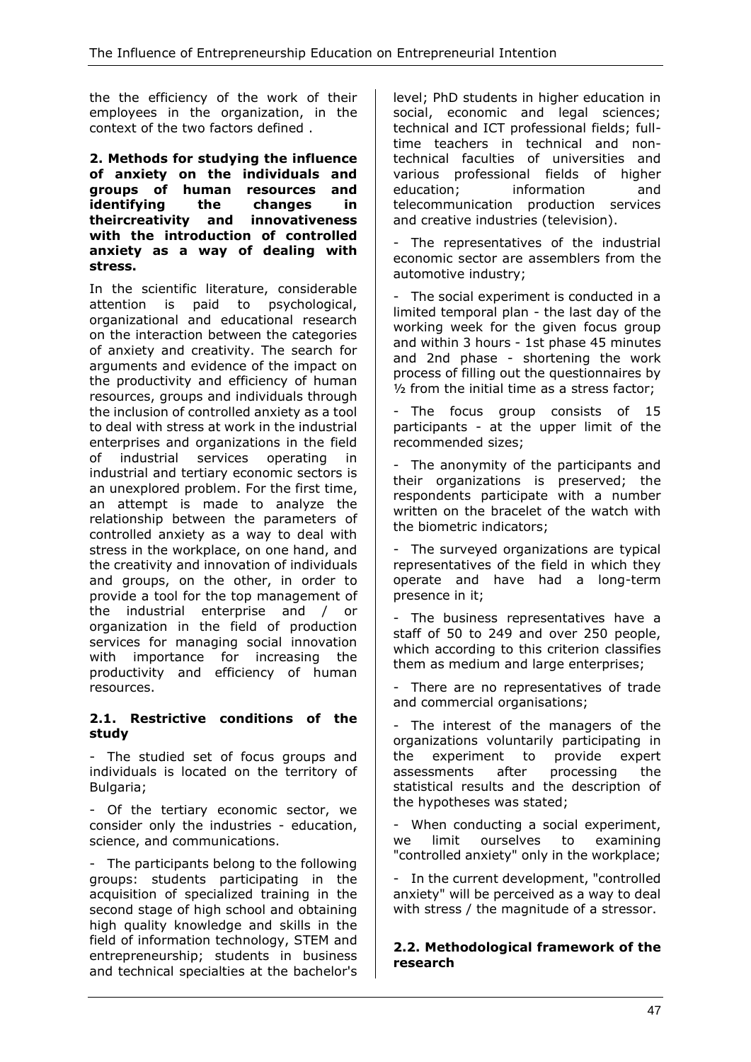the the efficiency of the work of their employees in the organization, in the context of the two factors defined .

## 2. Methods for studying the influence of anxiety on the individuals and groups of human resources and identifying the changes in theircreativity and innovativeness with the introduction of controlled anxiety as a way of dealing with stress.

In the scientific literature, considerable attention is paid to psychological, organizational and educational research on the interaction between the categories of anxiety and creativity. The search for arguments and evidence of the impact on the productivity and efficiency of human resources, groups and individuals through the inclusion of controlled anxiety as a tool to deal with stress at work in the industrial enterprises and organizations in the field of industrial services operating in industrial and tertiary economic sectors is an unexplored problem. For the first time, an attempt is made to analyze the relationship between the parameters of controlled anxiety as a way to deal with stress in the workplace, on one hand, and the creativity and innovation of individuals and groups, on the other, in order to provide a tool for the top management of the industrial enterprise and / or organization in the field of production services for managing social innovation with importance for increasing the productivity and efficiency of human resources.

### 2.1. Restrictive conditions of the study

- The studied set of focus groups and individuals is located on the territory of Bulgaria;
- Of the tertiary economic sector, we consider only the industries - education, science, and communications.
- The participants belong to the following groups: students participating in the acquisition of specialized training in the second stage of high school and obtaining high quality knowledge and skills in the field of information technology, STEM and entrepreneurship; students in business and technical specialties at the bachelor's level; PhD students in higher education in social, economic and legal sciences; technical and ICT professional fields; full-time teachers in technical and non-technical faculties of universities and various professional fields of higher education; information and telecommunication production services and creative industries (television).
- The representatives of the industrial economic sector are assemblers from the automotive industry;
- The social experiment is conducted in a limited temporal plan - the last day of the working week for the given focus group and within 3 hours - 1st phase 45 minutes and 2nd phase - shortening the work process of filling out the questionnaires by ½ from the initial time as a stress factor;
- The focus group consists of 15 participants - at the upper limit of the recommended sizes;
- The anonymity of the participants and their organizations is preserved; the respondents participate with a number written on the bracelet of the watch with the biometric indicators;
- The surveyed organizations are typical representatives of the field in which they operate and have had a long-term presence in it;
- The business representatives have a staff of 50 to 249 and over 250 people, which according to this criterion classifies them as medium and large enterprises;
- There are no representatives of trade and commercial organisations;
- The interest of the managers of the organizations voluntarily participating in the experiment to provide expert assessments after processing the statistical results and the description of the hypotheses was stated;
- When conducting a social experiment, we limit ourselves to examining "controlled anxiety" only in the workplace;
- In the current development, "controlled anxiety" will be perceived as a way to deal with stress / the magnitude of a stressor.

### 2.2. Methodological framework of the research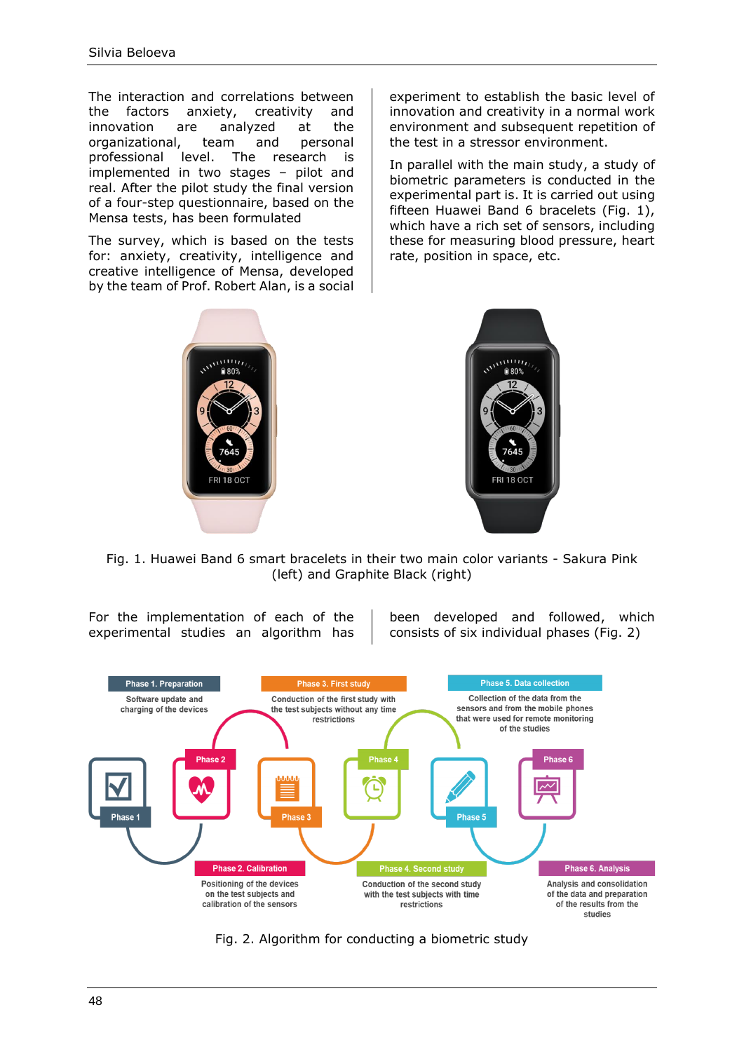The interaction and correlations between the factors anxiety, creativity and innovation are analyzed at the organizational, team and personal professional level. The research is implemented in two stages – pilot and real. After the pilot study the final version of a four-step questionnaire, based on the Mensa tests, has been formulated

The survey, which is based on the tests for: anxiety, creativity, intelligence and creative intelligence of Mensa, developed by the team of Prof. Robert Alan, is a social experiment to establish the basic level of innovation and creativity in a normal work environment and subsequent repetition of the test in a stressor environment.

In parallel with the main study, a study of biometric parameters is conducted in the experimental part is. It is carried out using fifteen Huawei Band 6 bracelets (Fig. 1), which have a rich set of sensors, including these for measuring blood pressure, heart rate, position in space, etc.

Fig. 1. Huawei Band 6 smart bracelets in their two main color variants - Sakura Pink (left) and Graphite Black (right)

For the implementation of each of the experimental studies an algorithm has been developed and followed, which consists of six individual phases (Fig. 2)

Fig. 2. Algorithm for conducting a biometric study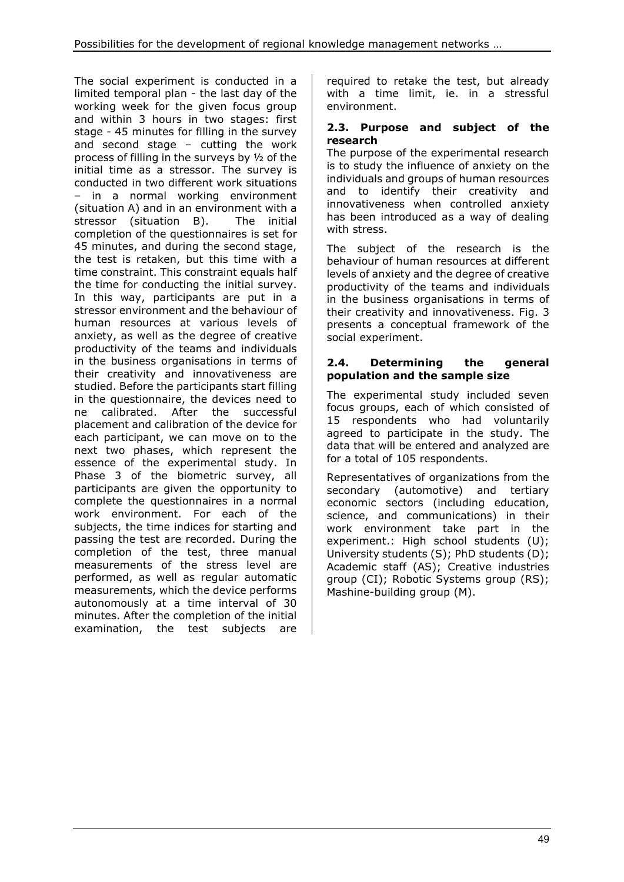The social experiment is conducted in a limited temporal plan - the last day of the working week for the given focus group and within 3 hours in two stages: first stage - 45 minutes for filling in the survey and second stage – cutting the work process of filling in the surveys by ½ of the initial time as a stressor. The survey is conducted in two different work situations – in a normal working environment (situation A) and in an environment with a stressor (situation B). The initial completion of the questionnaires is set for 45 minutes, and during the second stage, the test is retaken, but this time with a time constraint. This constraint equals half the time for conducting the initial survey. In this way, participants are put in a stressor environment and the behaviour of human resources at various levels of anxiety, as well as the degree of creative productivity of the teams and individuals in the business organisations in terms of their creativity and innovativeness are studied. Before the participants start filling in the questionnaire, the devices need to ne calibrated. After the successful placement and calibration of the device for each participant, we can move on to the next two phases, which represent the essence of the experimental study. In Phase 3 of the biometric survey, all participants are given the opportunity to complete the questionnaires in a normal work environment. For each of the subjects, the time indices for starting and passing the test are recorded. During the completion of the test, three manual measurements of the stress level are performed, as well as regular automatic measurements, which the device performs autonomously at a time interval of 30 minutes. After the completion of the initial examination, the test subjects are required to retake the test, but already with a time limit, ie. in a stressful environment.

### 2.3. Purpose and subject of the research

The purpose of the experimental research is to study the influence of anxiety on the individuals and groups of human resources and to identify their creativity and innovativeness when controlled anxiety has been introduced as a way of dealing with stress.

The subject of the research is the behaviour of human resources at different levels of anxiety and the degree of creative productivity of the teams and individuals in the business organisations in terms of their creativity and innovativeness. Fig. 3 presents a conceptual framework of the social experiment.

### 2.4. Determining the general population and the sample size

The experimental study included seven focus groups, each of which consisted of 15 respondents who had voluntarily agreed to participate in the study. The data that will be entered and analyzed are for a total of 105 respondents.

Representatives of organizations from the secondary (automotive) and tertiary economic sectors (including education, science, and communications) in their work environment take part in the experiment.: High school students (U); University students (S); PhD students (D); Academic staff (AS); Creative industries group (CI); Robotic Systems group (RS); Mashine-building group (M).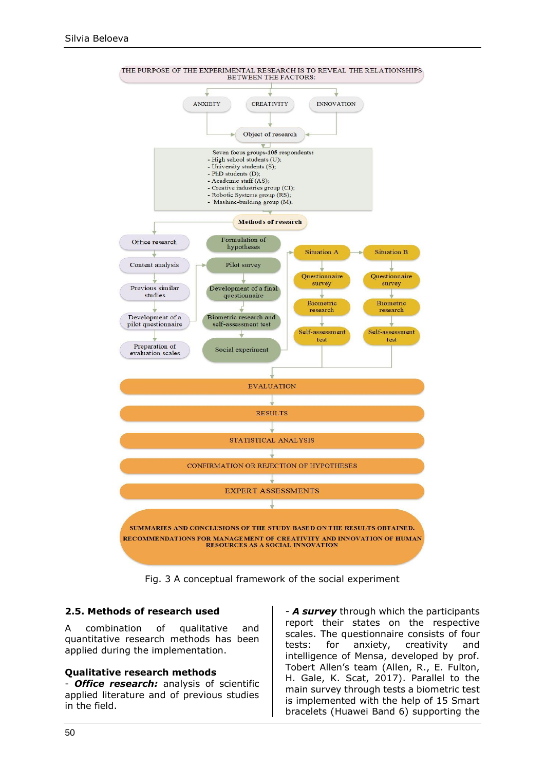THE PURPOSE OF THE EXPERIMENTAL RESEARCH IS TO REVEAL THE RELATIONSHIPS BETWEEN THE FACTORS:

ANXIETY — CREATIVITY — INNOVATION

Object of research

Seven focus groups-105 respondents:
- High school students (U);
- University students (S);
- PhD students (D);
- Academic staff (AS);
- Creative industries group (CI);
- Robotic Systems group (RS);
- Mashine-building group (M).

Methods of research

- Office research
- Content analysis
- Previous similar studies
- Development of a pilot questionnaire
- Preparation of evaluation scales

- Formulation of hypotheses
- Pilot survey
- Development of a final questionnaire
- Biometric research and self-assessment test
- Social experiment

- Situation A: Questionnaire survey; Biometric research; Self-assessment test
- Situation B: Questionnaire survey; Biometric research; Self-assessment test

EVALUATION

RESULTS

STATISTICAL ANALYSIS

CONFIRMATION OR REJECTION OF HYPOTHESES

EXPERT ASSESSMENTS

SUMMARIES AND CONCLUSIONS OF THE STUDY BASED ON THE RESULTS OBTAINED. RECOMMENDATIONS FOR MANAGEMENT OF CREATIVITY AND INNOVATION OF HUMAN RESOURCES AS A SOCIAL INNOVATION

Fig. 3 A conceptual framework of the social experiment

## 2.5. Methods of research used

A combination of qualitative and quantitative research methods has been applied during the implementation.

### Qualitative research methods

- ***Office research:*** analysis of scientific applied literature and of previous studies in the field.

- ***A survey*** through which the participants report their states on the respective scales. The questionnaire consists of four tests: for anxiety, creativity and intelligence of Mensa, developed by prof. Tobert Allen's team (Allen, R., E. Fulton, H. Gale, K. Scat, 2017). Parallel to the main survey through tests a biometric test is implemented with the help of 15 Smart bracelets (Huawei Band 6) supporting the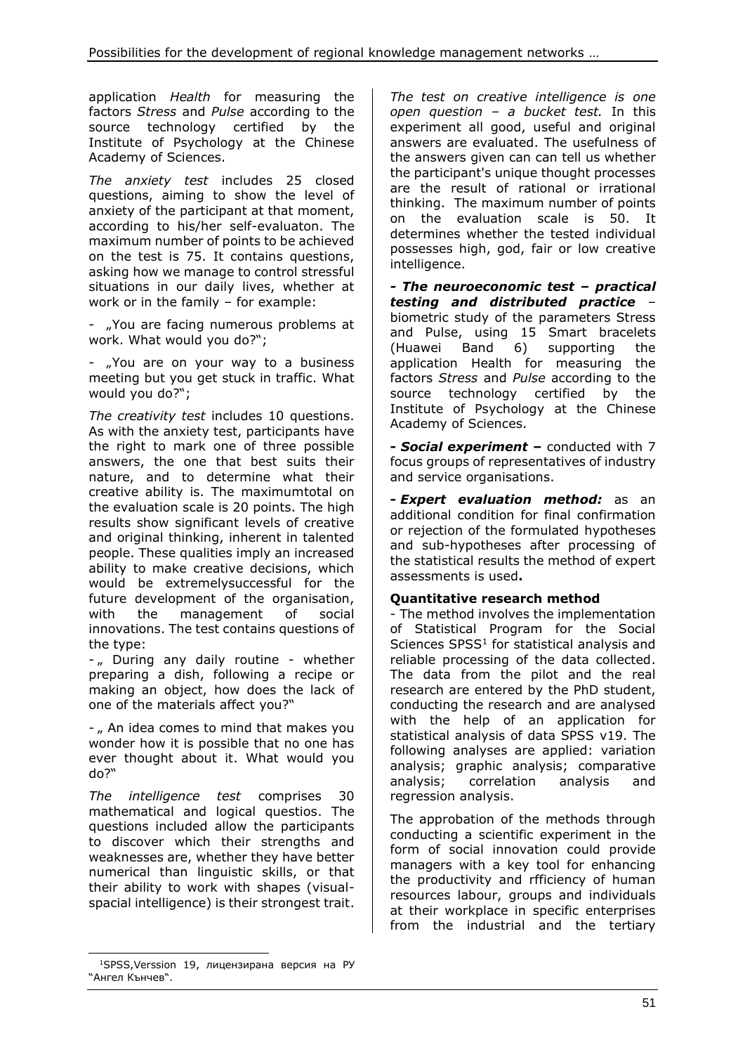application *Health* for measuring the factors *Stress* and *Pulse* according to the source technology certified by the Institute of Psychology at the Chinese Academy of Sciences.

*The anxiety test* includes 25 closed questions, aiming to show the level of anxiety of the participant at that moment, according to his/her self-evaluaton. The maximum number of points to be achieved on the test is 75. It contains questions, asking how we manage to control stressful situations in our daily lives, whether at work or in the family – for example:

- „You are facing numerous problems at work. What would you do?";

- „You are on your way to a business meeting but you get stuck in traffic. What would you do?";

*The creativity test* includes 10 questions. As with the anxiety test, participants have the right to mark one of three possible answers, the one that best suits their nature, and to determine what their creative ability is. The maximumtotal on the evaluation scale is 20 points. The high results show significant levels of creative and original thinking, inherent in talented people. These qualities imply an increased ability to make creative decisions, which would be extremelysuccessful for the future development of the organisation, with the management of social innovations. The test contains questions of the type:

- „ During any daily routine - whether preparing a dish, following a recipe or making an object, how does the lack of one of the materials affect you?"

- „ An idea comes to mind that makes you wonder how it is possible that no one has ever thought about it. What would you do?"

*The intelligence test* comprises 30 mathematical and logical questios. The questions included allow the participants to discover which their strengths and weaknesses are, whether they have better numerical than linguistic skills, or that their ability to work with shapes (visual-spacial intelligence) is their strongest trait.

*The test on creative intelligence is one open question – a bucket test.* In this experiment all good, useful and original answers are evaluated. The usefulness of the answers given can can tell us whether the participant's unique thought processes are the result of rational or irrational thinking. The maximum number of points on the evaluation scale is 50. It determines whether the tested individual possesses high, god, fair or low creative intelligence.

***- The neuroeconomic test – practical testing and distributed practice*** – biometric study of the parameters Stress and Pulse, using 15 Smart bracelets (Huawei Band 6) supporting the application Health for measuring the factors *Stress* and *Pulse* according to the source technology certified by the Institute of Psychology at the Chinese Academy of Sciences.

***- Social experiment –*** conducted with 7 focus groups of representatives of industry and service organisations.

***- Expert evaluation method:*** as an additional condition for final confirmation or rejection of the formulated hypotheses and sub-hypotheses after processing of the statistical results the method of expert assessments is used**.**

**Quantitative research method**

- The method involves the implementation of Statistical Program for the Social Sciences SPSS[1] for statistical analysis and reliable processing of the data collected. The data from the pilot and the real research are entered by the PhD student, conducting the research and are analysed with the help of an application for statistical analysis of data SPSS v19. The following analyses are applied: variation analysis; graphic analysis; comparative analysis; correlation analysis and regression analysis.

The approbation of the methods through conducting a scientific experiment in the form of social innovation could provide managers with a key tool for enhancing the productivity and rfficiency of human resources labour, groups and individuals at their workplace in specific enterprises from the industrial and the tertiary

---

[1] SPSS,Verssion 19, лицензирана версия на РУ "Ангел Кънчев".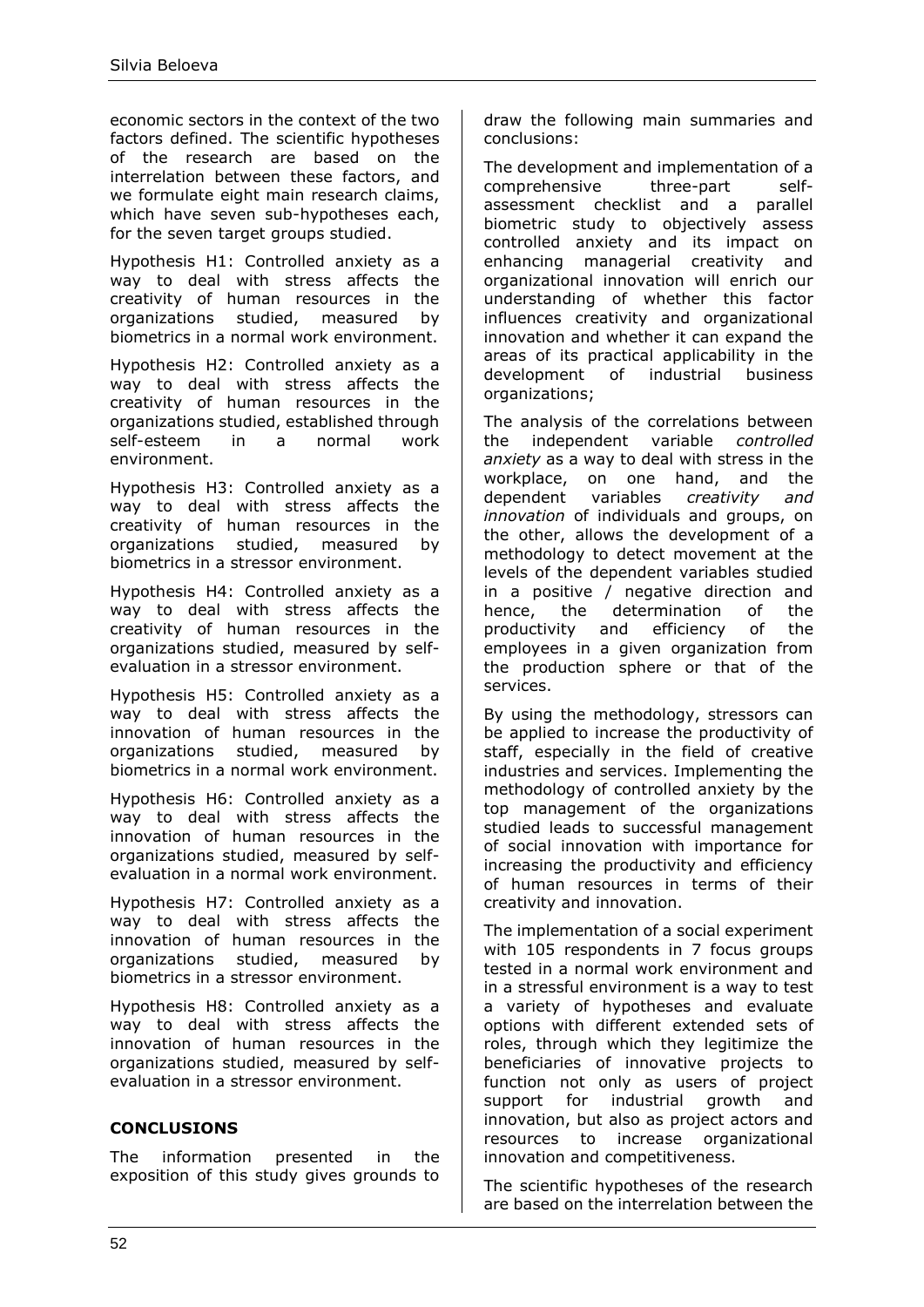economic sectors in the context of the two factors defined. The scientific hypotheses of the research are based on the interrelation between these factors, and we formulate eight main research claims, which have seven sub-hypotheses each, for the seven target groups studied.

Hypothesis H1: Controlled anxiety as a way to deal with stress affects the creativity of human resources in the organizations studied, measured by biometrics in a normal work environment.

Hypothesis H2: Controlled anxiety as a way to deal with stress affects the creativity of human resources in the organizations studied, established through self-esteem in a normal work environment.

Hypothesis H3: Controlled anxiety as a way to deal with stress affects the creativity of human resources in the organizations studied, measured by biometrics in a stressor environment.

Hypothesis H4: Controlled anxiety as a way to deal with stress affects the creativity of human resources in the organizations studied, measured by self-evaluation in a stressor environment.

Hypothesis H5: Controlled anxiety as a way to deal with stress affects the innovation of human resources in the organizations studied, measured by biometrics in a normal work environment.

Hypothesis H6: Controlled anxiety as a way to deal with stress affects the innovation of human resources in the organizations studied, measured by self-evaluation in a normal work environment.

Hypothesis H7: Controlled anxiety as a way to deal with stress affects the innovation of human resources in the organizations studied, measured by biometrics in a stressor environment.

Hypothesis H8: Controlled anxiety as a way to deal with stress affects the innovation of human resources in the organizations studied, measured by self-evaluation in a stressor environment.

## CONCLUSIONS

The information presented in the exposition of this study gives grounds to draw the following main summaries and conclusions:

The development and implementation of a comprehensive three-part self-assessment checklist and a parallel biometric study to objectively assess controlled anxiety and its impact on enhancing managerial creativity and organizational innovation will enrich our understanding of whether this factor influences creativity and organizational innovation and whether it can expand the areas of its practical applicability in the development of industrial business organizations;

The analysis of the correlations between the independent variable *controlled anxiety* as a way to deal with stress in the workplace, on one hand, and the dependent variables *creativity and innovation* of individuals and groups, on the other, allows the development of a methodology to detect movement at the levels of the dependent variables studied in a positive / negative direction and hence, the determination of the productivity and efficiency of the employees in a given organization from the production sphere or that of the services.

By using the methodology, stressors can be applied to increase the productivity of staff, especially in the field of creative industries and services. Implementing the methodology of controlled anxiety by the top management of the organizations studied leads to successful management of social innovation with importance for increasing the productivity and efficiency of human resources in terms of their creativity and innovation.

The implementation of a social experiment with 105 respondents in 7 focus groups tested in a normal work environment and in a stressful environment is a way to test a variety of hypotheses and evaluate options with different extended sets of roles, through which they legitimize the beneficiaries of innovative projects to function not only as users of project support for industrial growth and innovation, but also as project actors and resources to increase organizational innovation and competitiveness.

The scientific hypotheses of the research are based on the interrelation between the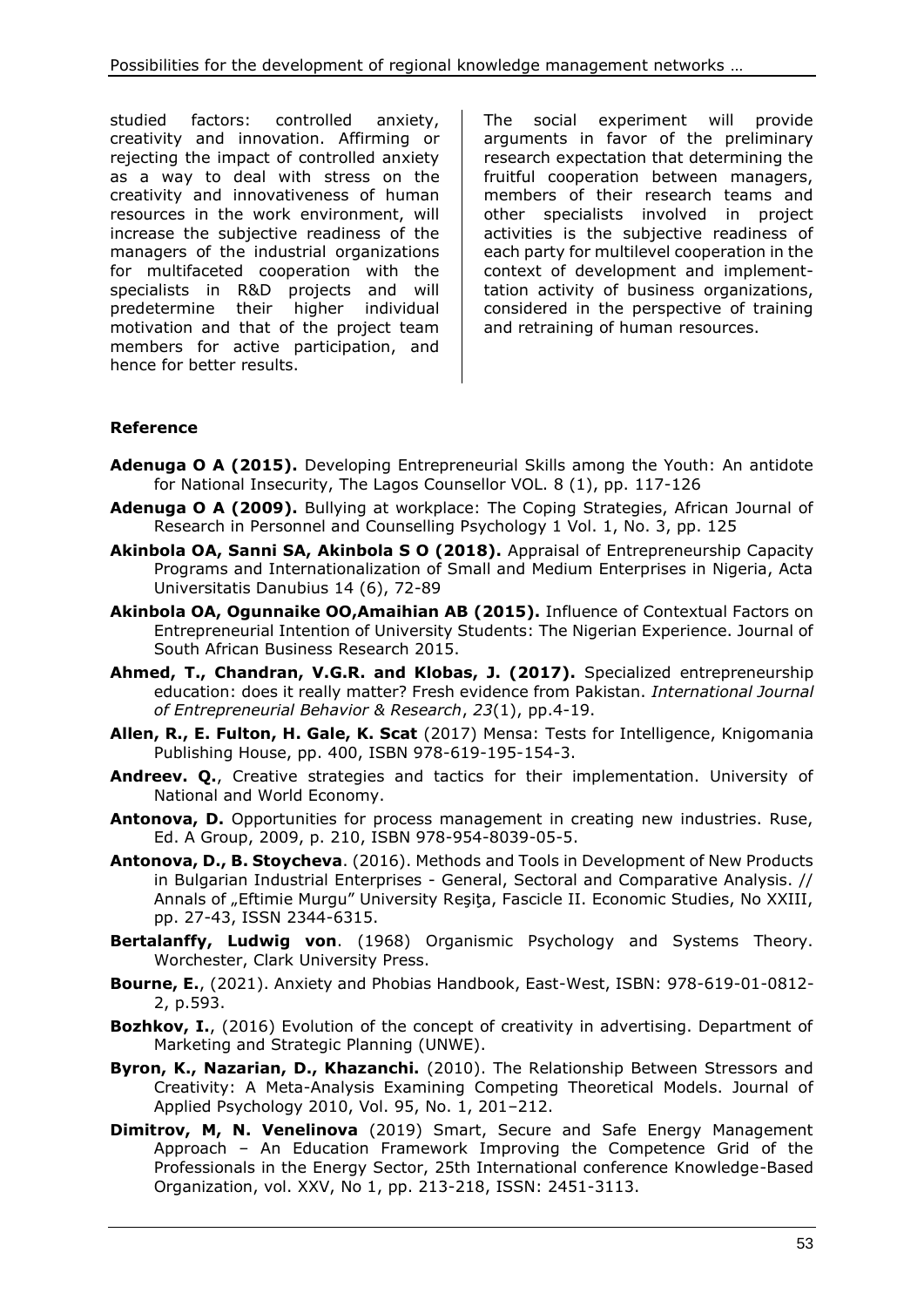studied factors: controlled anxiety, creativity and innovation. Affirming or rejecting the impact of controlled anxiety as a way to deal with stress on the creativity and innovativeness of human resources in the work environment, will increase the subjective readiness of the managers of the industrial organizations for multifaceted cooperation with the specialists in R&D projects and will predetermine their higher individual motivation and that of the project team members for active participation, and hence for better results.

The social experiment will provide arguments in favor of the preliminary research expectation that determining the fruitful cooperation between managers, members of their research teams and other specialists involved in project activities is the subjective readiness of each party for multilevel cooperation in the context of development and implement-tation activity of business organizations, considered in the perspective of training and retraining of human resources.

### Reference

**Adenuga O A (2015).** Developing Entrepreneurial Skills among the Youth: An antidote for National Insecurity, The Lagos Counsellor VOL. 8 (1), pp. 117-126

**Adenuga O A (2009).** Bullying at workplace: The Coping Strategies, African Journal of Research in Personnel and Counselling Psychology 1 Vol. 1, No. 3, pp. 125

**Akinbola OA, Sanni SA, Akinbola S O (2018).** Appraisal of Entrepreneurship Capacity Programs and Internationalization of Small and Medium Enterprises in Nigeria, Acta Universitatis Danubius 14 (6), 72-89

**Akinbola OA, Ogunnaike OO,Amaihian AB (2015).** Influence of Contextual Factors on Entrepreneurial Intention of University Students: The Nigerian Experience. Journal of South African Business Research 2015.

**Ahmed, T., Chandran, V.G.R. and Klobas, J. (2017).** Specialized entrepreneurship education: does it really matter? Fresh evidence from Pakistan. *International Journal of Entrepreneurial Behavior & Research*, *23*(1), pp.4-19.

**Allen, R., E. Fulton, H. Gale, K. Scat** (2017) Mensa: Tests for Intelligence, Knigomania Publishing House, pp. 400, ISBN 978-619-195-154-3.

**Andreev. Q.**, Creative strategies and tactics for their implementation. University of National and World Economy.

**Antonova, D.** Opportunities for process management in creating new industries. Ruse, Ed. A Group, 2009, p. 210, ISBN 978-954-8039-05-5.

**Antonova, D., B. Stoycheva**. (2016). Methods and Tools in Development of New Products in Bulgarian Industrial Enterprises - General, Sectoral and Comparative Analysis. // Annals of „Eftimie Murgu" University Reşiţa, Fascicle II. Economic Studies, No XXIII, pp. 27-43, ISSN 2344-6315.

**Bertalanffy, Ludwig von**. (1968) Organismic Psychology and Systems Theory. Worchester, Clark University Press.

**Bourne, E.**, (2021). Anxiety and Phobias Handbook, East-West, ISBN: 978-619-01-0812-2, p.593.

**Bozhkov, I.**, (2016) Evolution of the concept of creativity in advertising. Department of Marketing and Strategic Planning (UNWE).

**Byron, K., Nazarian, D., Khazanchi.** (2010). The Relationship Between Stressors and Creativity: A Meta-Analysis Examining Competing Theoretical Models. Journal of Applied Psychology 2010, Vol. 95, No. 1, 201–212.

**Dimitrov, M, N. Venelinova** (2019) Smart, Secure and Safe Energy Management Approach – An Education Framework Improving the Competence Grid of the Professionals in the Energy Sector, 25th International conference Knowledge-Based Organization, vol. XXV, No 1, pp. 213-218, ISSN: 2451-3113.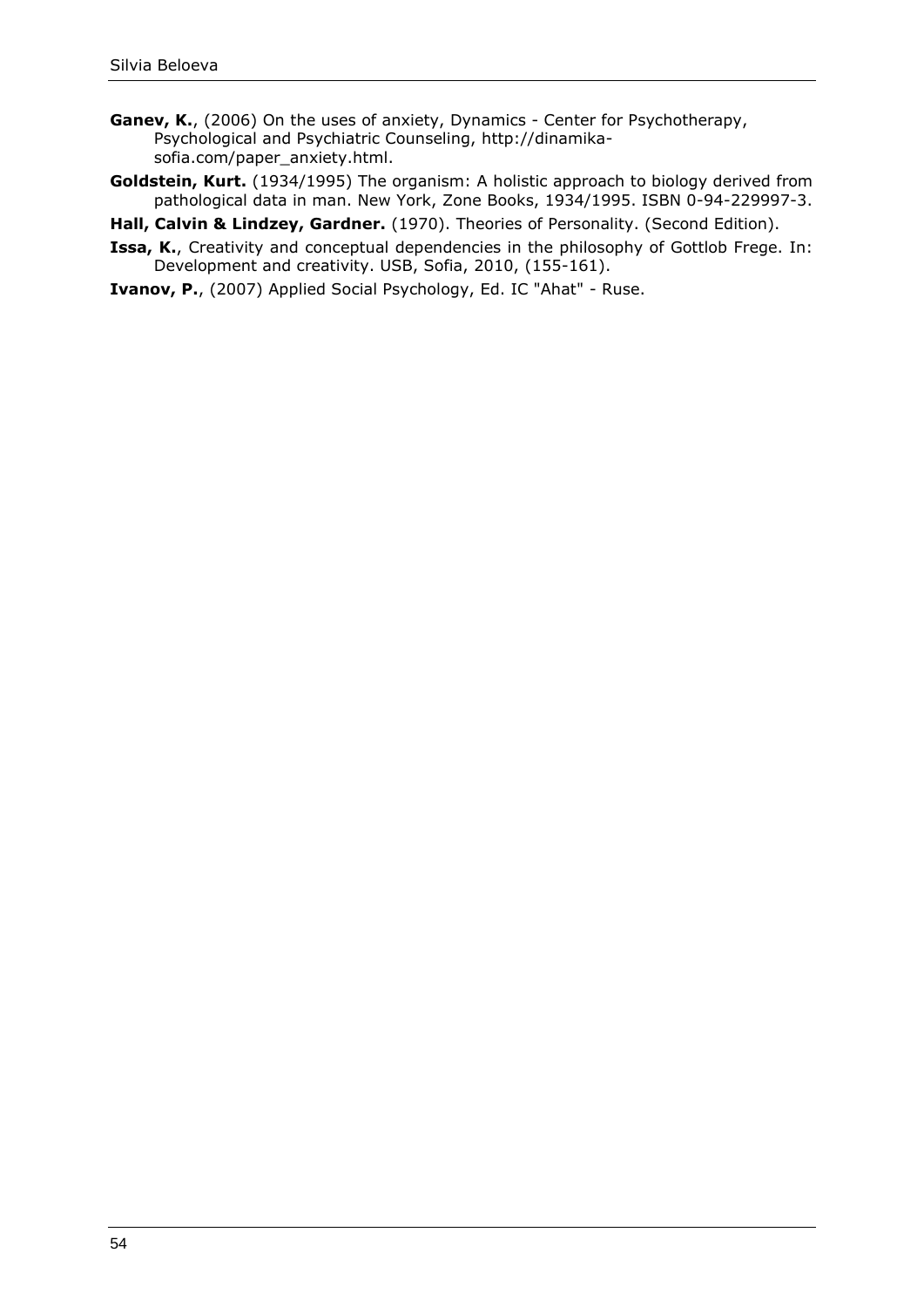**Ganev, K.**, (2006) On the uses of anxiety, Dynamics - Center for Psychotherapy, Psychological and Psychiatric Counseling, http://dinamika-sofia.com/paper_anxiety.html.

**Goldstein, Kurt.** (1934/1995) The organism: A holistic approach to biology derived from pathological data in man. New York, Zone Books, 1934/1995. ISBN 0-94-229997-3.

**Hall, Calvin & Lindzey, Gardner.** (1970). Theories of Personality. (Second Edition).

**Issa, K.**, Creativity and conceptual dependencies in the philosophy of Gottlob Frege. In: Development and creativity. USB, Sofia, 2010, (155-161).

**Ivanov, P.**, (2007) Applied Social Psychology, Ed. IC "Ahat" - Ruse.